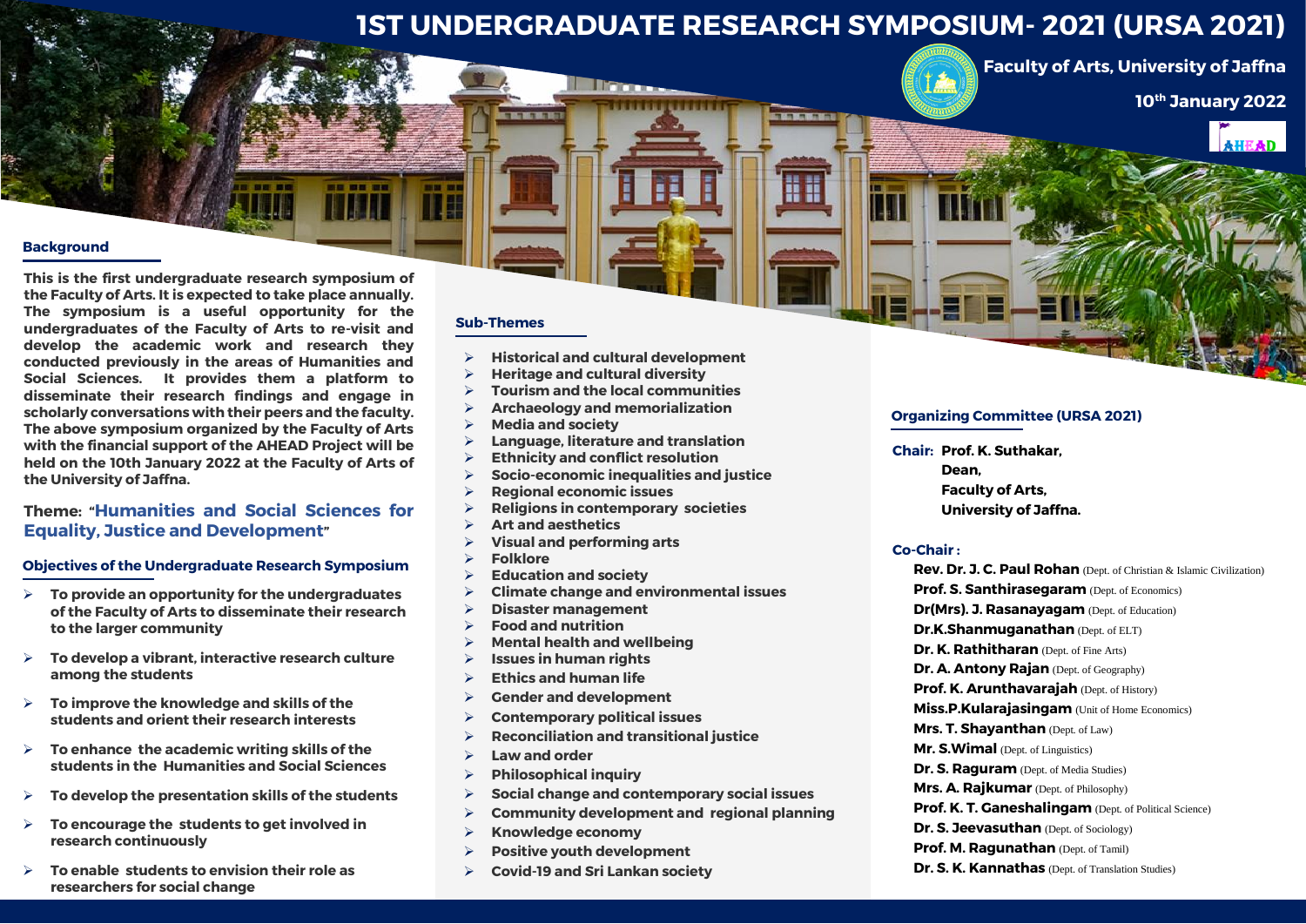# 1ST UNDERGRADUATE RESEARCH SYMPOSIUM- 2021 (URSA 2021)

**Faculty of Arts, University of Jaffna**

**10th January 2022**

AHEAD

## Background

**This is the first undergraduate research symposium of the Faculty of Arts. It is expected to take place annually. The symposium is a useful opportunity for the undergraduates of the Faculty of Arts to re-visit and develop the academic work and research they conducted previously in the areas of Humanities and Social Sciences. It provides them a platform to disseminate their research findings and engage in scholarly conversations with their peers and the faculty. The above symposium organized by the Faculty of Arts with the financial support of the AHEAD Project will be held on the 10th January 2022 at the Faculty of Arts of the University of Jaffna.**

**Theme: "Humanities and Social Sciences for Equality, Justice and Development"**

## Objectives of the Undergraduate Research Symposium

- **To provide an opportunity for the undergraduates of the Faculty of Arts to disseminate their research to the larger community**
- **To develop a vibrant, interactive research culture among the students**
- **To improve the knowledge and skills of the students and orient their research interests**
- **To enhance the academic writing skills of the students in the Humanities and Social Sciences**
- **To develop the presentation skills of the students**
- **To encourage the students to get involved in research continuously**
- **To enable students to envision their role as researchers for social change**

## Sub-Themes

- **Historical and cultural development**
- **Heritage and cultural diversity**
- **Tourism and the local communities**
- **Archaeology and memorialization**
- **Media and society**
- **Language, literature and translation**
- **Ethnicity and conflict resolution**
- **Socio-economic inequalities and justice**
- **Regional economic issues**
- **Religions in contemporary societies**
- **Art and aesthetics**
- **Visual and performing arts**
- **Folklore**
- **Education and society**
- **Climate change and environmental issues**
- **Disaster management**
- **Food and nutrition**
- **Mental health and wellbeing**
- **Issues in human rights**
- **Ethics and human life**
- **Gender and development**
- **Contemporary political issues**
- **Reconciliation and transitional justice**
- **Law and order**
- **Philosophical inquiry**
- **Social change and contemporary social issues**
- **Community development and regional planning**
- **Knowledge economy**
- **Positive youth development**
- **Covid-19 and Sri Lankan society**

## Organizing Committee (URSA 2021)

**Chair: Prof. K. Suthakar,**
**Dean,**
**Faculty of Arts,**
**University of Jaffna.**

**Co-Chair:**

**Rev. Dr. J. C. Paul Rohan** (Dept. of Christian & Islamic Civilization)
**Prof. S. Santhirasegaram** (Dept. of Economics)
**Dr(Mrs). J. Rasanayagam** (Dept. of Education)
**Dr.K.Shanmuganathan** (Dept. of ELT)
**Dr. K. Rathitharan** (Dept. of Fine Arts)
**Dr. A. Antony Rajan** (Dept. of Geography)
**Prof. K. Arunthavarajah** (Dept. of History)
**Miss.P.Kularajasingam** (Unit of Home Economics)
**Mrs. T. Shayanthan** (Dept. of Law)
**Mr. S.Wimal** (Dept. of Linguistics)
**Dr. S. Raguram** (Dept. of Media Studies)
**Mrs. A. Rajkumar** (Dept. of Philosophy)
**Prof. K. T. Ganeshalingam** (Dept. of Political Science)
**Dr. S. Jeevasuthan** (Dept. of Sociology)
**Prof. M. Ragunathan** (Dept. of Tamil)
**Dr. S. K. Kannathas** (Dept. of Translation Studies)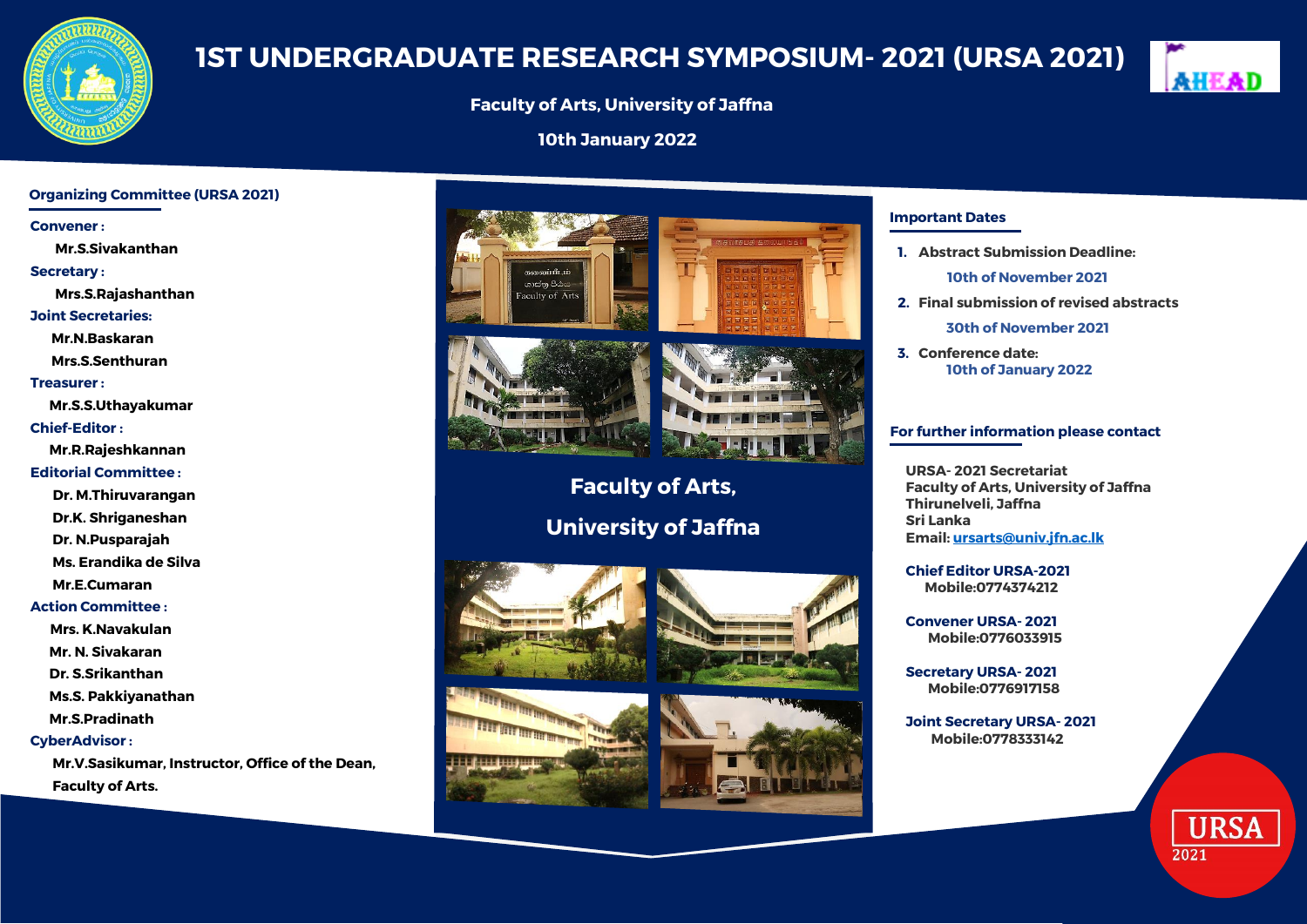# 1ST UNDERGRADUATE RESEARCH SYMPOSIUM- 2021 (URSA 2021)

**Faculty of Arts, University of Jaffna**

**10th January 2022**

## Organizing Committee (URSA 2021)

**Convener :**
Mr.S.Sivakanthan

**Secretary :**
Mrs.S.Rajashanthan

**Joint Secretaries:**
Mr.N.Baskaran
Mrs.S.Senthuran

**Treasurer :**
Mr.S.S.Uthayakumar

**Chief-Editor :**
Mr.R.Rajeshkannan

**Editorial Committee :**
Dr. M.Thiruvarangan
Dr.K. Shriganeshan
Dr. N.Pusparajah
Ms. Erandika de Silva
Mr.E.Cumaran

**Action Committee :**
Mrs. K.Navakulan
Mr. N. Sivakaran
Dr. S.Srikanthan
Ms.S. Pakkiyanathan
Mr.S.Pradinath

**CyberAdvisor :**
Mr.V.Sasikumar, Instructor, Office of the Dean, Faculty of Arts.

## Faculty of Arts, University of Jaffna

## Important Dates

1. **Abstract Submission Deadline:** 10th of November 2021
2. **Final submission of revised abstracts** 30th of November 2021
3. **Conference date:** 10th of January 2022

## For further information please contact

**URSA- 2021 Secretariat**
**Faculty of Arts, University of Jaffna**
**Thirunelveli, Jaffna**
**Sri Lanka**
**Email:** ursarts@univ.jfn.ac.lk

**Chief Editor URSA-2021**
Mobile:0774374212

**Convener URSA- 2021**
Mobile:0776033915

**Secretary URSA- 2021**
Mobile:0776917158

**Joint Secretary URSA- 2021**
Mobile:0778333142

URSA 2021